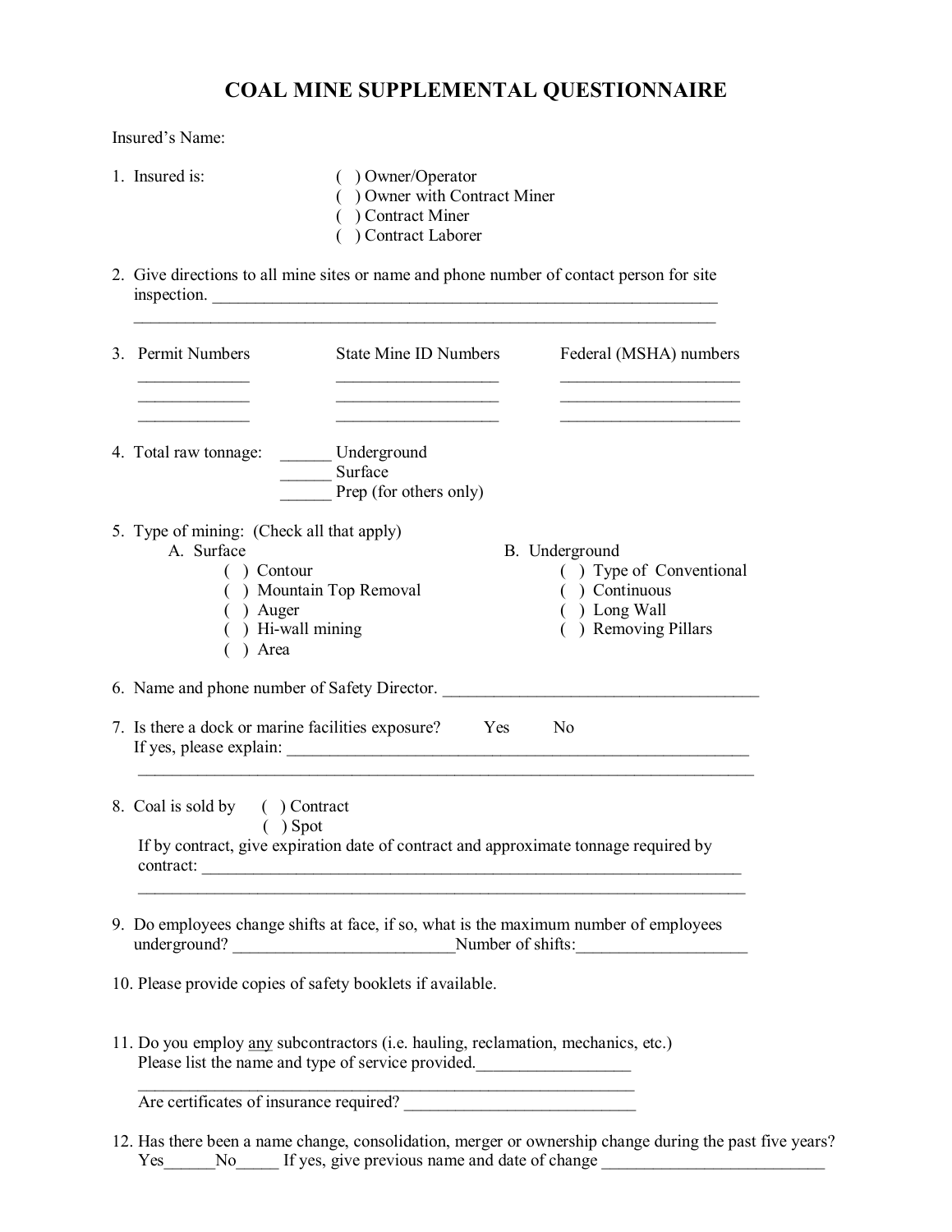# COAL MINE SUPPLEMENTAL QUESTIONNAIRE

Insured's Name:

1. Insured is:
   ( ) Owner/Operator
   ( ) Owner with Contract Miner
   ( ) Contract Miner
   ( ) Contract Laborer

2. Give directions to all mine sites or name and phone number of contact person for site inspection. ______________________________________________________________
   ______________________________________________________________

3. 

| Permit Numbers | State Mine ID Numbers | Federal (MSHA) numbers |
|---|---|---|
| ____________ | __________________ | ____________________ |
| ____________ | __________________ | ____________________ |
| ____________ | __________________ | ____________________ |

4. Total raw tonnage: ______ Underground
   ______ Surface
   ______ Prep (for others only)

5. Type of mining: (Check all that apply)

   A. Surface
   - ( ) Contour
   - ( ) Mountain Top Removal
   - ( ) Auger
   - ( ) Hi-wall mining
   - ( ) Area

   B. Underground
   - ( ) Type of Conventional
   - ( ) Continuous
   - ( ) Long Wall
   - ( ) Removing Pillars

6. Name and phone number of Safety Director. ____________________________________

7. Is there a dock or marine facilities exposure? Yes No
   If yes, please explain: ______________________________________________________
   ______________________________________________________________________

8. Coal is sold by ( ) Contract
   ( ) Spot
   If by contract, give expiration date of contract and approximate tonnage required by contract: ______________________________________________________________
   ______________________________________________________________________

9. Do employees change shifts at face, if so, what is the maximum number of employees underground? _________________________Number of shifts:___________________

10. Please provide copies of safety booklets if available.

11. Do you employ <u>any</u> subcontractors (i.e. hauling, reclamation, mechanics, etc.)
    Please list the name and type of service provided.__________________
    ______________________________________________________________
    Are certificates of insurance required? __________________________

12. Has there been a name change, consolidation, merger or ownership change during the past five years?
    Yes______No_____ If yes, give previous name and date of change __________________________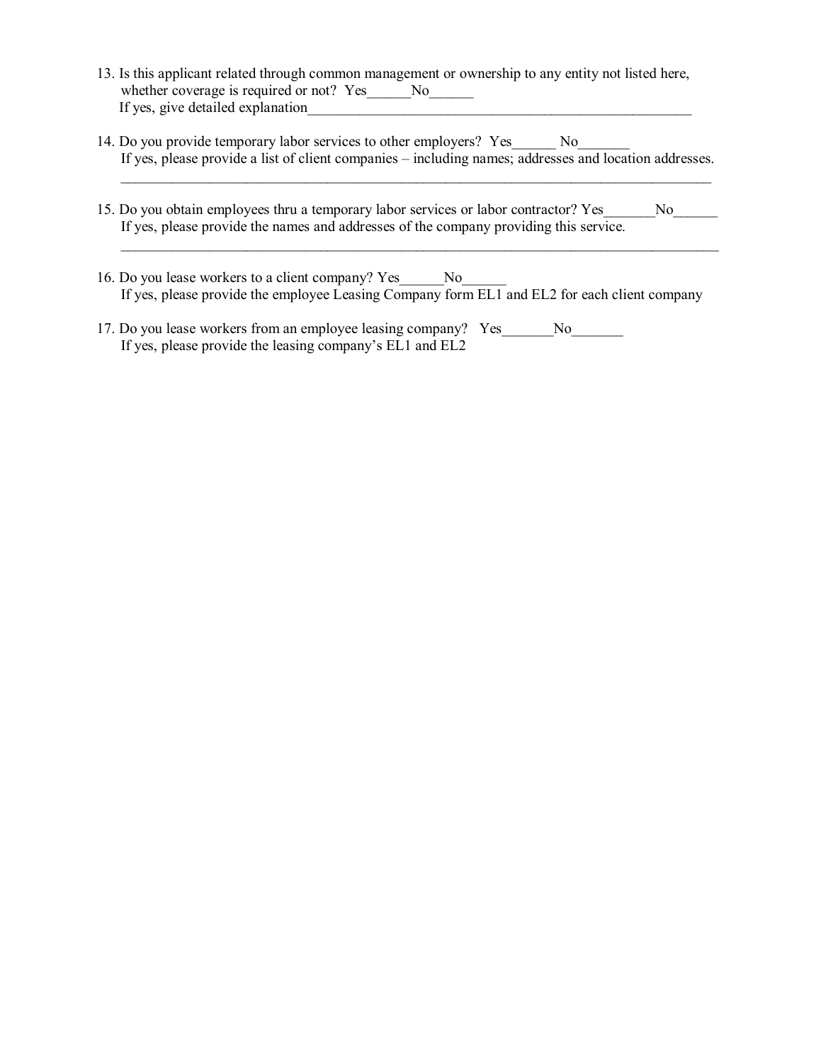13. Is this applicant related through common management or ownership to any entity not listed here, whether coverage is required or not? Yes______No______
    If yes, give detailed explanation_______________________________________________________

14. Do you provide temporary labor services to other employers? Yes______ No_______
    If yes, please provide a list of client companies – including names; addresses and location addresses.
    ________________________________________________________________________________

15. Do you obtain employees thru a temporary labor services or labor contractor? Yes_______No______
    If yes, please provide the names and addresses of the company providing this service.
    ________________________________________________________________________________

16. Do you lease workers to a client company? Yes______No______
    If yes, please provide the employee Leasing Company form EL1 and EL2 for each client company

17. Do you lease workers from an employee leasing company? Yes_______No_______
    If yes, please provide the leasing company's EL1 and EL2